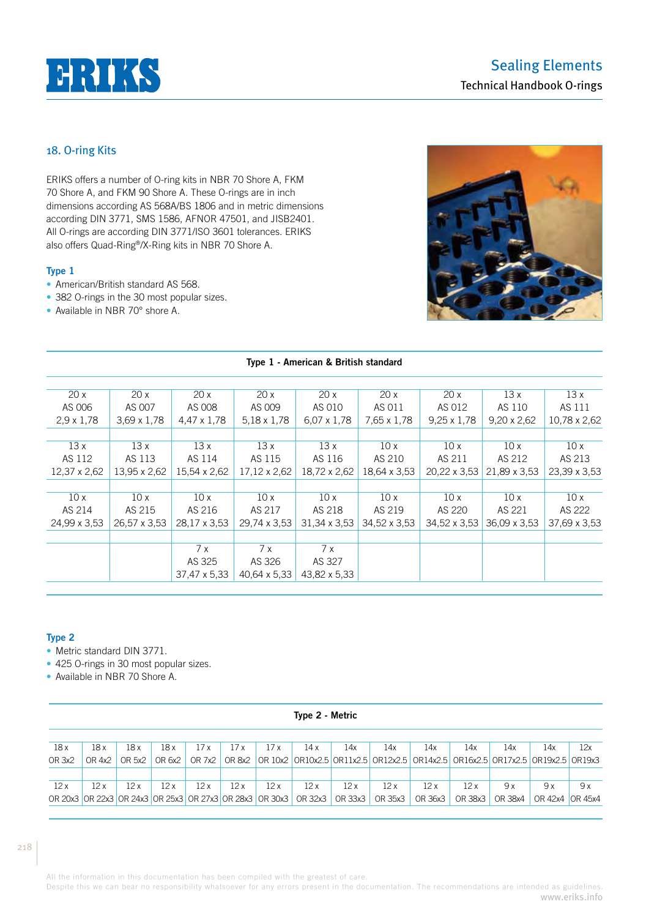## 18. O-ring Kits

ERIKS offers a number of O-ring kits in NBR 70 Shore A, FKM 70 Shore A, and FKM 90 Shore A. These O-rings are in inch dimensions according AS 568A/BS 1806 and in metric dimensions according DIN 3771, SMS 1586, AFNOR 47501, and JISB2401. All O-rings are according DIN 3771/ISO 3601 tolerances. ERIKS also offers Quad-Ring®/X-Ring kits in NBR 70 Shore A.

### Type 1

- American/British standard AS 568.
- 382 O-rings in the 30 most popular sizes.
- Available in NBR 70° shore A.

**Type 1 - American & British standard**

| | | | | | | | | |
|---|---|---|---|---|---|---|---|---|
| 20 x AS 006 2,9 x 1,78 | 20 x AS 007 3,69 x 1,78 | 20 x AS 008 4,47 x 1,78 | 20 x AS 009 5,18 x 1,78 | 20 x AS 010 6,07 x 1,78 | 20 x AS 011 7,65 x 1,78 | 20 x AS 012 9,25 x 1,78 | 13 x AS 110 9,20 x 2,62 | 13 x AS 111 10,78 x 2,62 |
| 13 x AS 112 12,37 x 2,62 | 13 x AS 113 13,95 x 2,62 | 13 x AS 114 15,54 x 2,62 | 13 x AS 115 17,12 x 2,62 | 13 x AS 116 18,72 x 2,62 | 10 x AS 210 18,64 x 3,53 | 10 x AS 211 20,22 x 3,53 | 10 x AS 212 21,89 x 3,53 | 10 x AS 213 23,39 x 3,53 |
| 10 x AS 214 24,99 x 3,53 | 10 x AS 215 26,57 x 3,53 | 10 x AS 216 28,17 x 3,53 | 10 x AS 217 29,74 x 3,53 | 10 x AS 218 31,34 x 3,53 | 10 x AS 219 34,52 x 3,53 | 10 x AS 220 34,52 x 3,53 | 10 x AS 221 36,09 x 3,53 | 10 x AS 222 37,69 x 3,53 |
| | | 7 x AS 325 37,47 x 5,33 | 7 x AS 326 40,64 x 5,33 | 7 x AS 327 43,82 x 5,33 | | | | |

### Type 2

- Metric standard DIN 3771.
- 425 O-rings in 30 most popular sizes.
- Available in NBR 70 Shore A.

**Type 2 - Metric**

| | | | | | | | | | | | | | | |
|---|---|---|---|---|---|---|---|---|---|---|---|---|---|---|
| 18 x OR 3x2 | 18 x OR 4x2 | 18 x OR 5x2 | 18 x OR 6x2 | 17 x OR 7x2 | 17 x OR 8x2 | 17 x OR 10x2 | 14 x OR10x2.5 | 14x OR11x2.5 | 14x OR12x2.5 | 14x OR14x2.5 | 14x OR16x2.5 | 14x OR17x2.5 | 14x OR19x2.5 | 12x OR19x3 |
| 12 x OR 20x3 | 12 x OR 22x3 | 12 x OR 24x3 | 12 x OR 25x3 | 12 x OR 27x3 | 12 x OR 28x3 | 12 x OR 30x3 | 12 x OR 32x3 | 12 x OR 33x3 | 12 x OR 35x3 | 12 x OR 36x3 | 12 x OR 38x3 | 9 x OR 38x4 | 9 x OR 42x4 | 9 x OR 45x4 |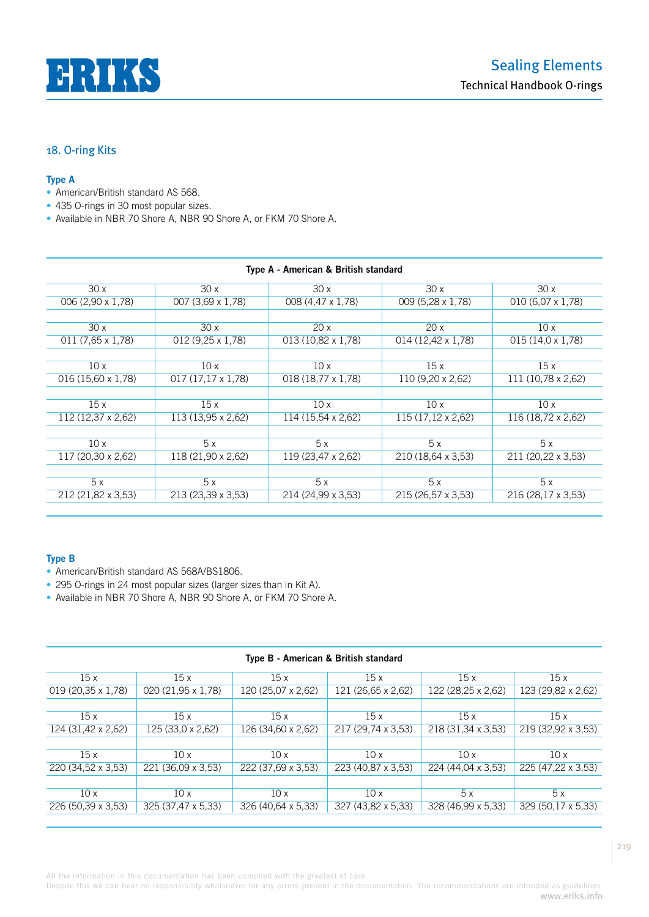## 18. O-ring Kits

### Type A

- American/British standard AS 568.
- 435 O-rings in 30 most popular sizes.
- Available in NBR 70 Shore A, NBR 90 Shore A, or FKM 70 Shore A.

**Type A - American & British standard**

| | | | | |
|---|---|---|---|---|
| 30 x | 30 x | 30 x | 30 x | 30 x |
| 006 (2,90 x 1,78) | 007 (3,69 x 1,78) | 008 (4,47 x 1,78) | 009 (5,28 x 1,78) | 010 (6,07 x 1,78) |
| 30 x | 30 x | 20 x | 20 x | 10 x |
| 011 (7,65 x 1,78) | 012 (9,25 x 1,78) | 013 (10,82 x 1,78) | 014 (12,42 x 1,78) | 015 (14,0 x 1,78) |
| 10 x | 10 x | 10 x | 15 x | 15 x |
| 016 (15,60 x 1,78) | 017 (17,17 x 1,78) | 018 (18,77 x 1,78) | 110 (9,20 x 2,62) | 111 (10,78 x 2,62) |
| 15 x | 15 x | 10 x | 10 x | 10 x |
| 112 (12,37 x 2,62) | 113 (13,95 x 2,62) | 114 (15,54 x 2,62) | 115 (17,12 x 2,62) | 116 (18,72 x 2,62) |
| 10 x | 5 x | 5 x | 5 x | 5 x |
| 117 (20,30 x 2,62) | 118 (21,90 x 2,62) | 119 (23,47 x 2,62) | 210 (18,64 x 3,53) | 211 (20,22 x 3,53) |
| 5 x | 5 x | 5 x | 5 x | 5 x |
| 212 (21,82 x 3,53) | 213 (23,39 x 3,53) | 214 (24,99 x 3,53) | 215 (26,57 x 3,53) | 216 (28,17 x 3,53) |

### Type B

- American/British standard AS 568A/BS1806.
- 295 O-rings in 24 most popular sizes (larger sizes than in Kit A).
- Available in NBR 70 Shore A, NBR 90 Shore A, or FKM 70 Shore A.

**Type B - American & British standard**

| | | | | | |
|---|---|---|---|---|---|
| 15 x | 15 x | 15 x | 15 x | 15 x | 15 x |
| 019 (20,35 x 1,78) | 020 (21,95 x 1,78) | 120 (25,07 x 2,62) | 121 (26,65 x 2,62) | 122 (28,25 x 2,62) | 123 (29,82 x 2,62) |
| 15 x | 15 x | 15 x | 15 x | 15 x | 15 x |
| 124 (31,42 x 2,62) | 125 (33,0 x 2,62) | 126 (34,60 x 2,62) | 217 (29,74 x 3,53) | 218 (31,34 x 3,53) | 219 (32,92 x 3,53) |
| 15 x | 10 x | 10 x | 10 x | 10 x | 10 x |
| 220 (34,52 x 3,53) | 221 (36,09 x 3,53) | 222 (37,69 x 3,53) | 223 (40,87 x 3,53) | 224 (44,04 x 3,53) | 225 (47,22 x 3,53) |
| 10 x | 10 x | 10 x | 10 x | 5 x | 5 x |
| 226 (50,39 x 3,53) | 325 (37,47 x 5,33) | 326 (40,64 x 5,33) | 327 (43,82 x 5,33) | 328 (46,99 x 5,33) | 329 (50,17 x 5,33) |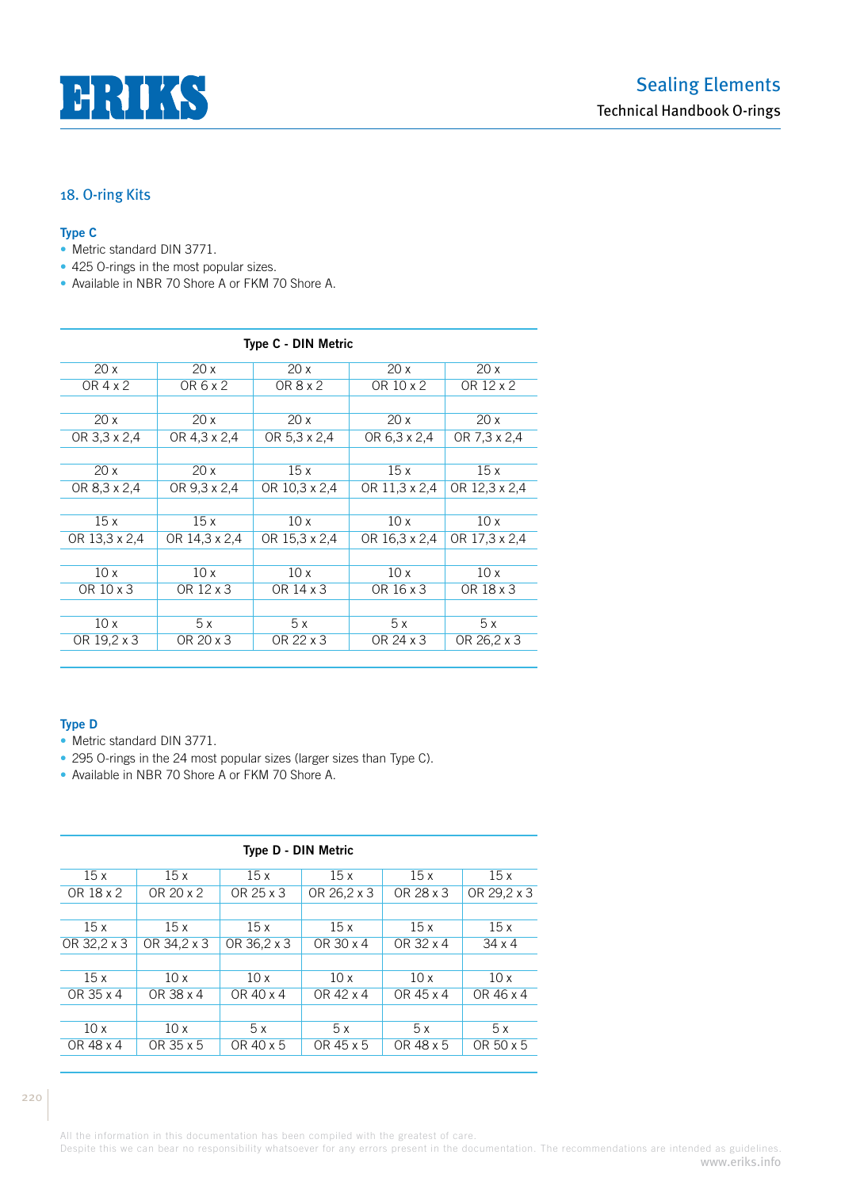## 18. O-ring Kits

### Type C

- Metric standard DIN 3771.
- 425 O-rings in the most popular sizes.
- Available in NBR 70 Shore A or FKM 70 Shore A.

**Type C - DIN Metric**

| | | | | |
|---|---|---|---|---|
| 20 x | 20 x | 20 x | 20 x | 20 x |
| OR 4 x 2 | OR 6 x 2 | OR 8 x 2 | OR 10 x 2 | OR 12 x 2 |
| 20 x | 20 x | 20 x | 20 x | 20 x |
| OR 3,3 x 2,4 | OR 4,3 x 2,4 | OR 5,3 x 2,4 | OR 6,3 x 2,4 | OR 7,3 x 2,4 |
| 20 x | 20 x | 15 x | 15 x | 15 x |
| OR 8,3 x 2,4 | OR 9,3 x 2,4 | OR 10,3 x 2,4 | OR 11,3 x 2,4 | OR 12,3 x 2,4 |
| 15 x | 15 x | 10 x | 10 x | 10 x |
| OR 13,3 x 2,4 | OR 14,3 x 2,4 | OR 15,3 x 2,4 | OR 16,3 x 2,4 | OR 17,3 x 2,4 |
| 10 x | 10 x | 10 x | 10 x | 10 x |
| OR 10 x 3 | OR 12 x 3 | OR 14 x 3 | OR 16 x 3 | OR 18 x 3 |
| 10 x | 5 x | 5 x | 5 x | 5 x |
| OR 19,2 x 3 | OR 20 x 3 | OR 22 x 3 | OR 24 x 3 | OR 26,2 x 3 |

### Type D

- Metric standard DIN 3771.
- 295 O-rings in the 24 most popular sizes (larger sizes than Type C).
- Available in NBR 70 Shore A or FKM 70 Shore A.

**Type D - DIN Metric**

| | | | | | |
|---|---|---|---|---|---|
| 15 x | 15 x | 15 x | 15 x | 15 x | 15 x |
| OR 18 x 2 | OR 20 x 2 | OR 25 x 3 | OR 26,2 x 3 | OR 28 x 3 | OR 29,2 x 3 |
| 15 x | 15 x | 15 x | 15 x | 15 x | 15 x |
| OR 32,2 x 3 | OR 34,2 x 3 | OR 36,2 x 3 | OR 30 x 4 | OR 32 x 4 | 34 x 4 |
| 15 x | 10 x | 10 x | 10 x | 10 x | 10 x |
| OR 35 x 4 | OR 38 x 4 | OR 40 x 4 | OR 42 x 4 | OR 45 x 4 | OR 46 x 4 |
| 10 x | 10 x | 5 x | 5 x | 5 x | 5 x |
| OR 48 x 4 | OR 35 x 5 | OR 40 x 5 | OR 45 x 5 | OR 48 x 5 | OR 50 x 5 |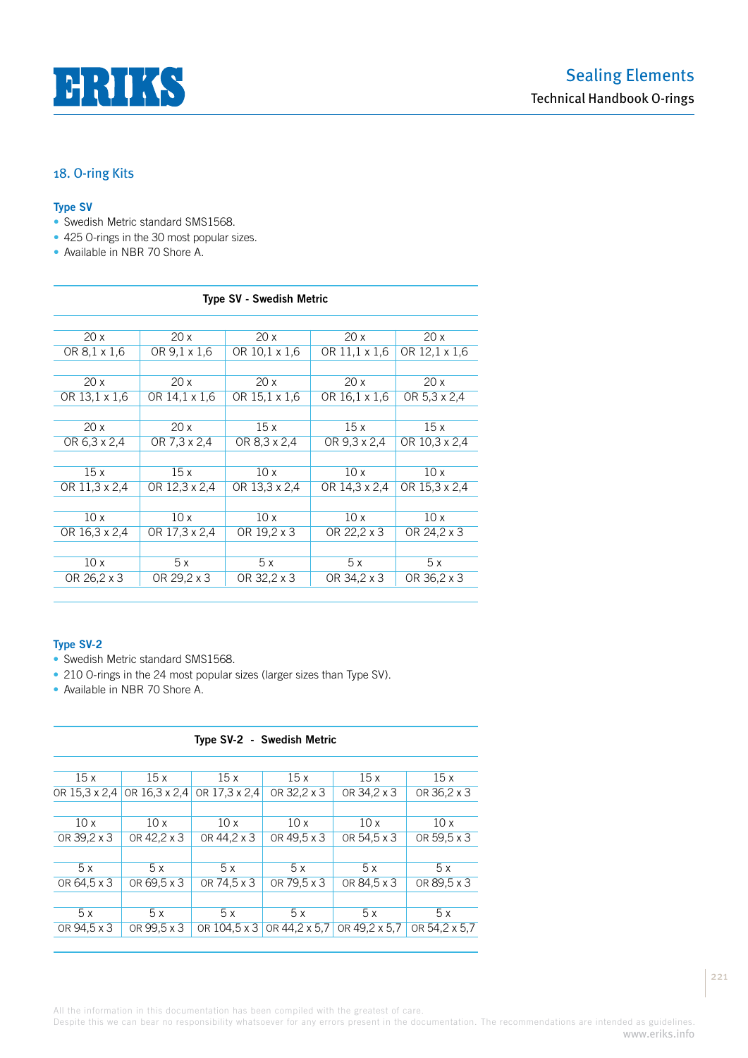## 18. O-ring Kits

### Type SV

- Swedish Metric standard SMS1568.
- 425 O-rings in the 30 most popular sizes.
- Available in NBR 70 Shore A.

**Type SV - Swedish Metric**

| | | | | |
|---|---|---|---|---|
| 20 x<br>OR 8,1 x 1,6 | 20 x<br>OR 9,1 x 1,6 | 20 x<br>OR 10,1 x 1,6 | 20 x<br>OR 11,1 x 1,6 | 20 x<br>OR 12,1 x 1,6 |
| 20 x<br>OR 13,1 x 1,6 | 20 x<br>OR 14,1 x 1,6 | 20 x<br>OR 15,1 x 1,6 | 20 x<br>OR 16,1 x 1,6 | 20 x<br>OR 5,3 x 2,4 |
| 20 x<br>OR 6,3 x 2,4 | 20 x<br>OR 7,3 x 2,4 | 15 x<br>OR 8,3 x 2,4 | 15 x<br>OR 9,3 x 2,4 | 15 x<br>OR 10,3 x 2,4 |
| 15 x<br>OR 11,3 x 2,4 | 15 x<br>OR 12,3 x 2,4 | 10 x<br>OR 13,3 x 2,4 | 10 x<br>OR 14,3 x 2,4 | 10 x<br>OR 15,3 x 2,4 |
| 10 x<br>OR 16,3 x 2,4 | 10 x<br>OR 17,3 x 2,4 | 10 x<br>OR 19,2 x 3 | 10 x<br>OR 22,2 x 3 | 10 x<br>OR 24,2 x 3 |
| 10 x<br>OR 26,2 x 3 | 5 x<br>OR 29,2 x 3 | 5 x<br>OR 32,2 x 3 | 5 x<br>OR 34,2 x 3 | 5 x<br>OR 36,2 x 3 |

### Type SV-2

- Swedish Metric standard SMS1568.
- 210 O-rings in the 24 most popular sizes (larger sizes than Type SV).
- Available in NBR 70 Shore A.

**Type SV-2 - Swedish Metric**

| | | | | | |
|---|---|---|---|---|---|
| 15 x<br>OR 15,3 x 2,4 | 15 x<br>OR 16,3 x 2,4 | 15 x<br>OR 17,3 x 2,4 | 15 x<br>OR 32,2 x 3 | 15 x<br>OR 34,2 x 3 | 15 x<br>OR 36,2 x 3 |
| 10 x<br>OR 39,2 x 3 | 10 x<br>OR 42,2 x 3 | 10 x<br>OR 44,2 x 3 | 10 x<br>OR 49,5 x 3 | 10 x<br>OR 54,5 x 3 | 10 x<br>OR 59,5 x 3 |
| 5 x<br>OR 64,5 x 3 | 5 x<br>OR 69,5 x 3 | 5 x<br>OR 74,5 x 3 | 5 x<br>OR 79,5 x 3 | 5 x<br>OR 84,5 x 3 | 5 x<br>OR 89,5 x 3 |
| 5 x<br>OR 94,5 x 3 | 5 x<br>OR 99,5 x 3 | 5 x<br>OR 104,5 x 3 | 5 x<br>OR 44,2 x 5,7 | 5 x<br>OR 49,2 x 5,7 | 5 x<br>OR 54,2 x 5,7 |

All the information in this documentation has been compiled with the greatest of care.
Despite this we can bear no responsibility whatsoever for any errors present in the documentation. The recommendations are intended as guidelines.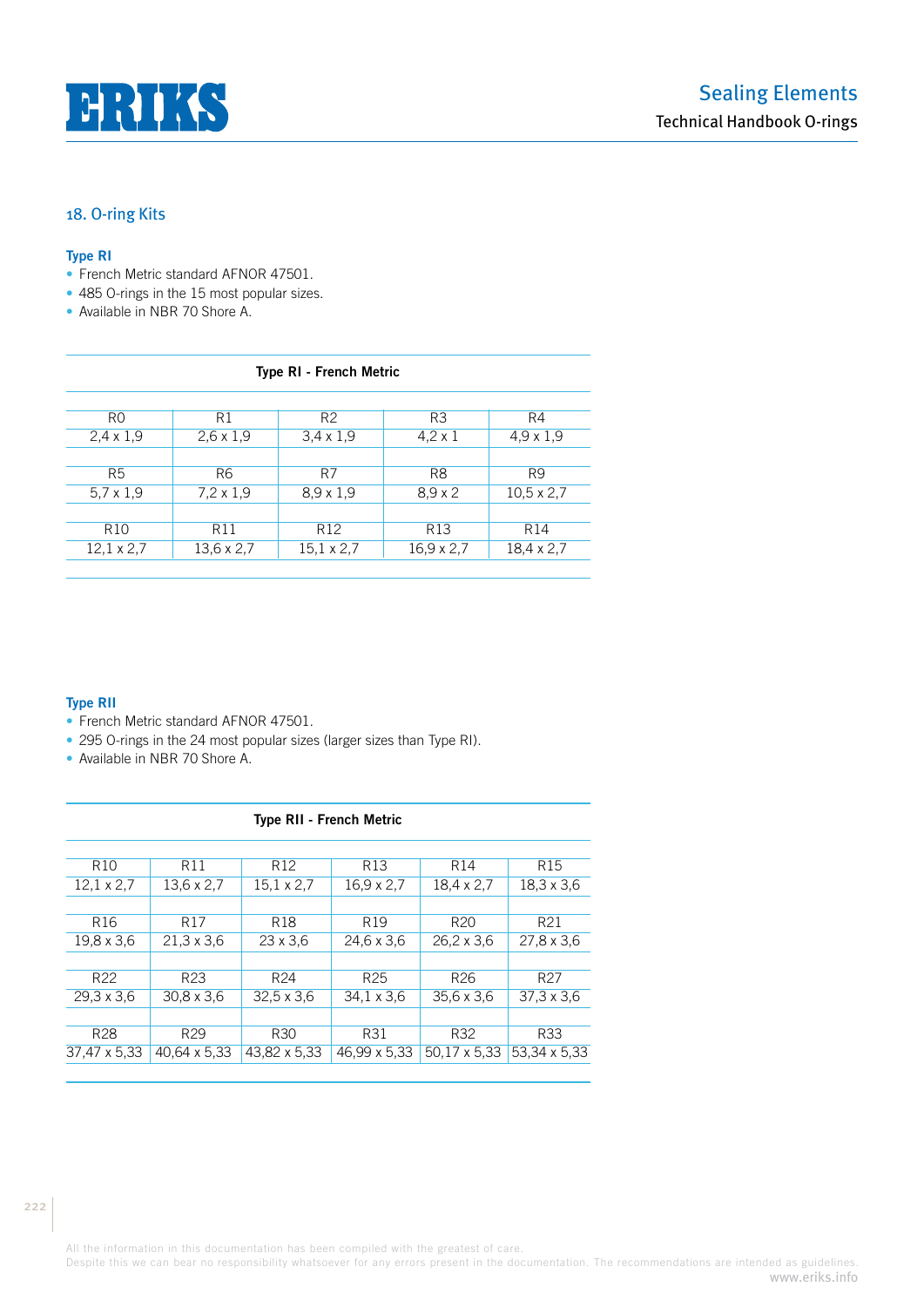## 18. O-ring Kits

### Type RI

- French Metric standard AFNOR 47501.
- 485 O-rings in the 15 most popular sizes.
- Available in NBR 70 Shore A.

**Type RI - French Metric**

| | | | | |
|---|---|---|---|---|
| R0 | R1 | R2 | R3 | R4 |
| 2,4 x 1,9 | 2,6 x 1,9 | 3,4 x 1,9 | 4,2 x 1 | 4,9 x 1,9 |
| R5 | R6 | R7 | R8 | R9 |
| 5,7 x 1,9 | 7,2 x 1,9 | 8,9 x 1,9 | 8,9 x 2 | 10,5 x 2,7 |
| R10 | R11 | R12 | R13 | R14 |
| 12,1 x 2,7 | 13,6 x 2,7 | 15,1 x 2,7 | 16,9 x 2,7 | 18,4 x 2,7 |

### Type RII

- French Metric standard AFNOR 47501.
- 295 O-rings in the 24 most popular sizes (larger sizes than Type RI).
- Available in NBR 70 Shore A.

**Type RII - French Metric**

| | | | | | |
|---|---|---|---|---|---|
| R10 | R11 | R12 | R13 | R14 | R15 |
| 12,1 x 2,7 | 13,6 x 2,7 | 15,1 x 2,7 | 16,9 x 2,7 | 18,4 x 2,7 | 18,3 x 3,6 |
| R16 | R17 | R18 | R19 | R20 | R21 |
| 19,8 x 3,6 | 21,3 x 3,6 | 23 x 3,6 | 24,6 x 3,6 | 26,2 x 3,6 | 27,8 x 3,6 |
| R22 | R23 | R24 | R25 | R26 | R27 |
| 29,3 x 3,6 | 30,8 x 3,6 | 32,5 x 3,6 | 34,1 x 3,6 | 35,6 x 3,6 | 37,3 x 3,6 |
| R28 | R29 | R30 | R31 | R32 | R33 |
| 37,47 x 5,33 | 40,64 x 5,33 | 43,82 x 5,33 | 46,99 x 5,33 | 50,17 x 5,33 | 53,34 x 5,33 |